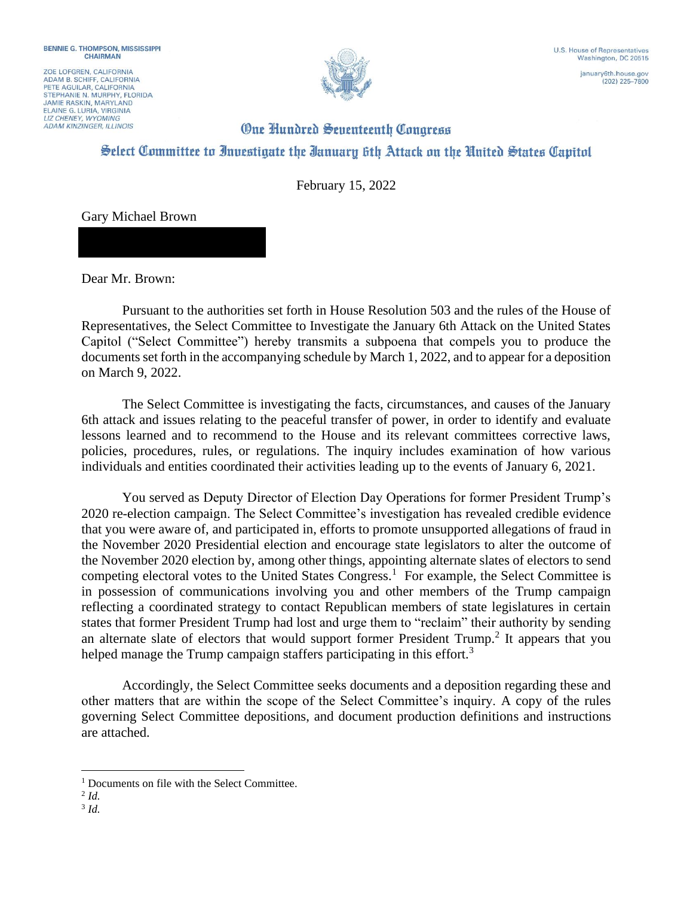BENNIE G. THOMPSON, MISSISSIPPI
CHAIRMAN

ZOE LOFGREN, CALIFORNIA
ADAM B. SCHIFF, CALIFORNIA
PETE AGUILAR, CALIFORNIA
STEPHANIE N. MURPHY, FLORIDA
JAMIE RASKIN, MARYLAND
ELAINE G. LURIA, VIRGINIA
*LIZ CHENEY, WYOMING*
*ADAM KINZINGER, ILLINOIS*

U.S. House of Representatives
Washington, DC 20515

january6th.house.gov
(202) 225–7800

# One Hundred Seventeenth Congress

## Select Committee to Investigate the January 6th Attack on the United States Capitol

February 15, 2022

Gary Michael Brown

Dear Mr. Brown:

Pursuant to the authorities set forth in House Resolution 503 and the rules of the House of Representatives, the Select Committee to Investigate the January 6th Attack on the United States Capitol ("Select Committee") hereby transmits a subpoena that compels you to produce the documents set forth in the accompanying schedule by March 1, 2022, and to appear for a deposition on March 9, 2022.

The Select Committee is investigating the facts, circumstances, and causes of the January 6th attack and issues relating to the peaceful transfer of power, in order to identify and evaluate lessons learned and to recommend to the House and its relevant committees corrective laws, policies, procedures, rules, or regulations. The inquiry includes examination of how various individuals and entities coordinated their activities leading up to the events of January 6, 2021.

You served as Deputy Director of Election Day Operations for former President Trump's 2020 re-election campaign. The Select Committee's investigation has revealed credible evidence that you were aware of, and participated in, efforts to promote unsupported allegations of fraud in the November 2020 Presidential election and encourage state legislators to alter the outcome of the November 2020 election by, among other things, appointing alternate slates of electors to send competing electoral votes to the United States Congress.[1] For example, the Select Committee is in possession of communications involving you and other members of the Trump campaign reflecting a coordinated strategy to contact Republican members of state legislatures in certain states that former President Trump had lost and urge them to "reclaim" their authority by sending an alternate slate of electors that would support former President Trump.[2] It appears that you helped manage the Trump campaign staffers participating in this effort.[3]

Accordingly, the Select Committee seeks documents and a deposition regarding these and other matters that are within the scope of the Select Committee's inquiry. A copy of the rules governing Select Committee depositions, and document production definitions and instructions are attached.

---

[1] Documents on file with the Select Committee.
[2] *Id.*
[3] *Id.*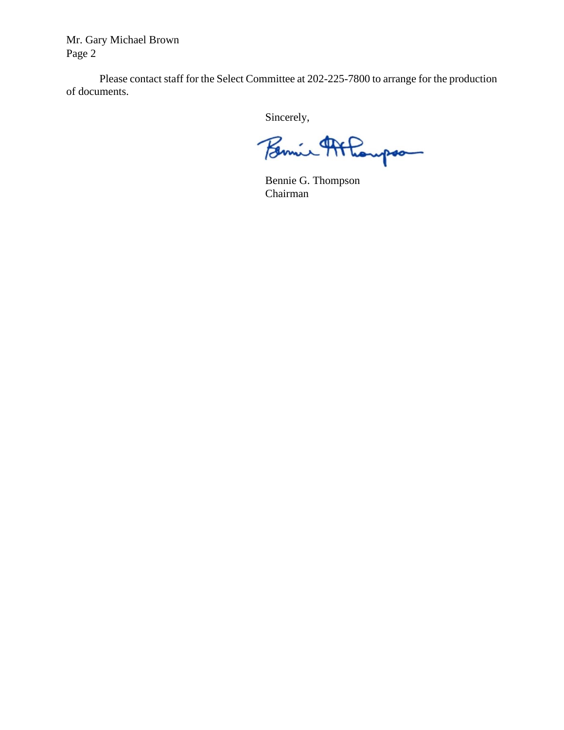Mr. Gary Michael Brown

Please contact staff for the Select Committee at 202-225-7800 to arrange for the production of documents.

Sincerely,

Bennie G. Thompson
Chairman